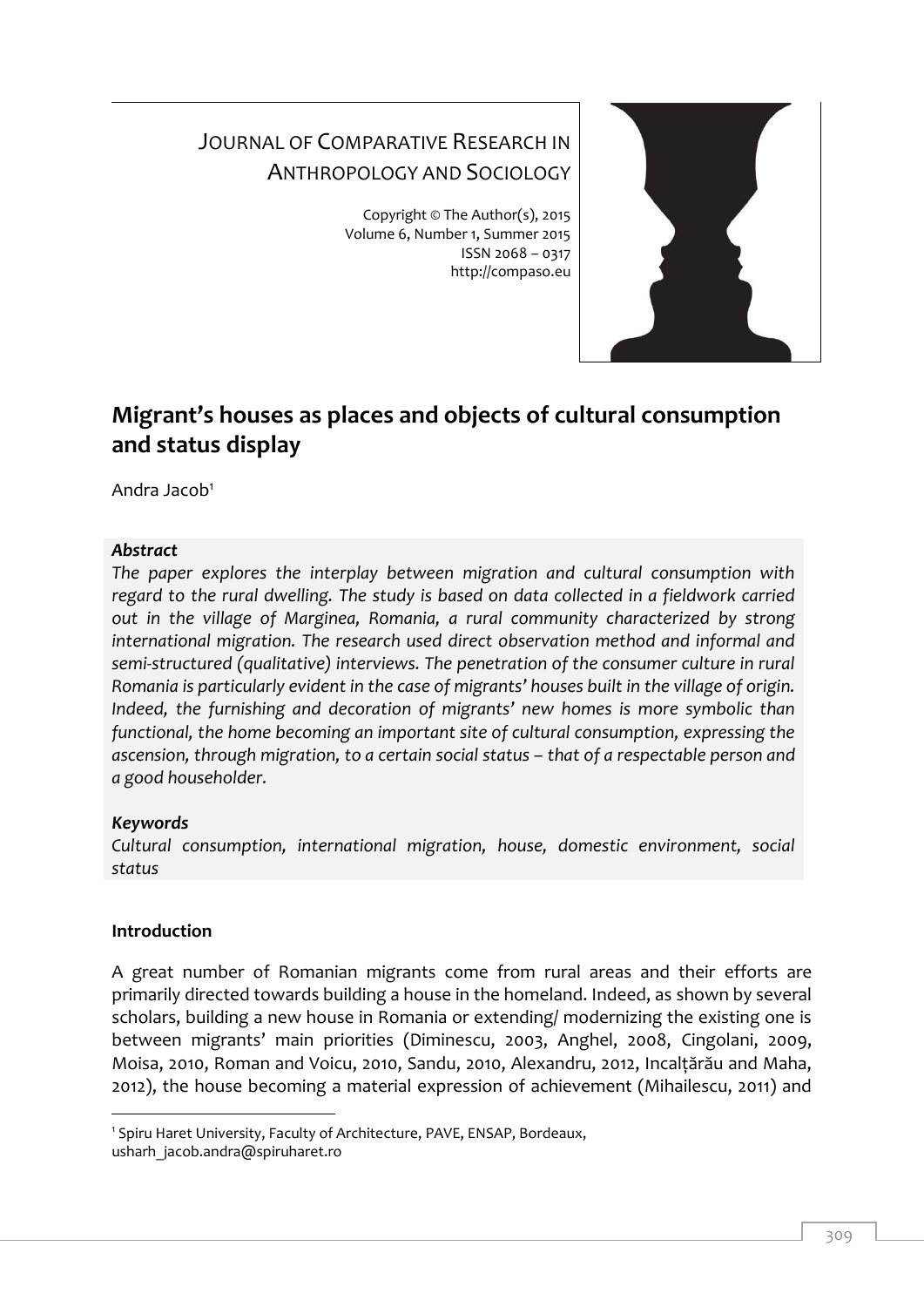JOURNAL OF COMPARATIVE RESEARCH IN ANTHROPOLOGY AND SOCIOLOGY

Copyright © The Author(s), 2015
Volume 6, Number 1, Summer 2015
ISSN 2068 – 0317
http://compaso.eu

# Migrant's houses as places and objects of cultural consumption and status display

Andra Jacob[1]

***Abstract***

*The paper explores the interplay between migration and cultural consumption with regard to the rural dwelling. The study is based on data collected in a fieldwork carried out in the village of Marginea, Romania, a rural community characterized by strong international migration. The research used direct observation method and informal and semi-structured (qualitative) interviews. The penetration of the consumer culture in rural Romania is particularly evident in the case of migrants' houses built in the village of origin. Indeed, the furnishing and decoration of migrants' new homes is more symbolic than functional, the home becoming an important site of cultural consumption, expressing the ascension, through migration, to a certain social status – that of a respectable person and a good householder.*

***Keywords***

*Cultural consumption, international migration, house, domestic environment, social status*

**Introduction**

A great number of Romanian migrants come from rural areas and their efforts are primarily directed towards building a house in the homeland. Indeed, as shown by several scholars, building a new house in Romania or extending/ modernizing the existing one is between migrants' main priorities (Diminescu, 2003, Anghel, 2008, Cingolani, 2009, Moisa, 2010, Roman and Voicu, 2010, Sandu, 2010, Alexandru, 2012, Incalțărău and Maha, 2012), the house becoming a material expression of achievement (Mihailescu, 2011) and

[1] Spiru Haret University, Faculty of Architecture, PAVE, ENSAP, Bordeaux, usharh_jacob.andra@spiruharet.ro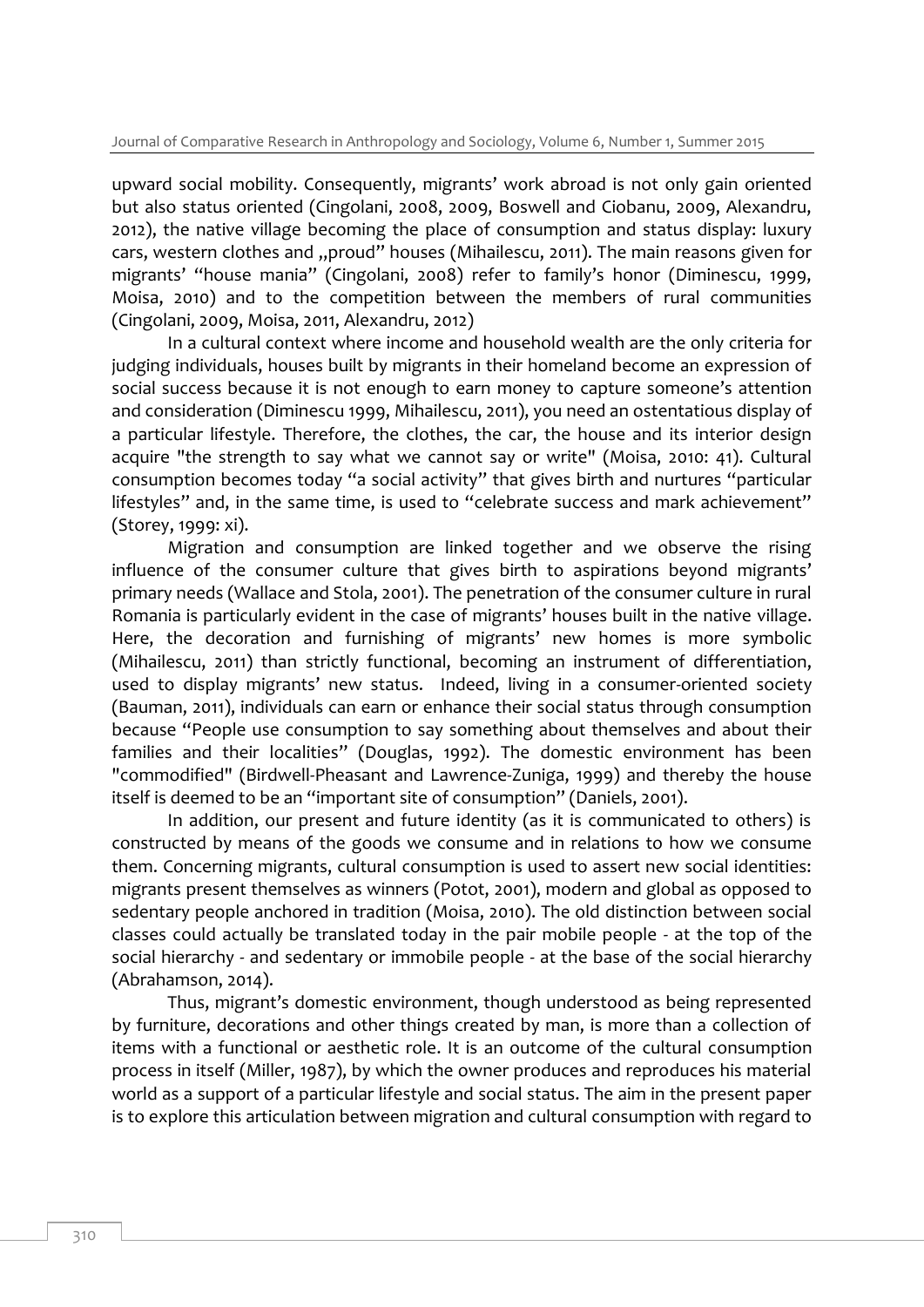upward social mobility. Consequently, migrants' work abroad is not only gain oriented but also status oriented (Cingolani, 2008, 2009, Boswell and Ciobanu, 2009, Alexandru, 2012), the native village becoming the place of consumption and status display: luxury cars, western clothes and „proud" houses (Mihailescu, 2011). The main reasons given for migrants' "house mania" (Cingolani, 2008) refer to family's honor (Diminescu, 1999, Moisa, 2010) and to the competition between the members of rural communities (Cingolani, 2009, Moisa, 2011, Alexandru, 2012)

In a cultural context where income and household wealth are the only criteria for judging individuals, houses built by migrants in their homeland become an expression of social success because it is not enough to earn money to capture someone's attention and consideration (Diminescu 1999, Mihailescu, 2011), you need an ostentatious display of a particular lifestyle. Therefore, the clothes, the car, the house and its interior design acquire "the strength to say what we cannot say or write" (Moisa, 2010: 41). Cultural consumption becomes today "a social activity" that gives birth and nurtures "particular lifestyles" and, in the same time, is used to "celebrate success and mark achievement" (Storey, 1999: xi).

Migration and consumption are linked together and we observe the rising influence of the consumer culture that gives birth to aspirations beyond migrants' primary needs (Wallace and Stola, 2001). The penetration of the consumer culture in rural Romania is particularly evident in the case of migrants' houses built in the native village. Here, the decoration and furnishing of migrants' new homes is more symbolic (Mihailescu, 2011) than strictly functional, becoming an instrument of differentiation, used to display migrants' new status. Indeed, living in a consumer-oriented society (Bauman, 2011), individuals can earn or enhance their social status through consumption because "People use consumption to say something about themselves and about their families and their localities" (Douglas, 1992). The domestic environment has been "commodified" (Birdwell-Pheasant and Lawrence-Zuniga, 1999) and thereby the house itself is deemed to be an "important site of consumption" (Daniels, 2001).

In addition, our present and future identity (as it is communicated to others) is constructed by means of the goods we consume and in relations to how we consume them. Concerning migrants, cultural consumption is used to assert new social identities: migrants present themselves as winners (Potot, 2001), modern and global as opposed to sedentary people anchored in tradition (Moisa, 2010). The old distinction between social classes could actually be translated today in the pair mobile people - at the top of the social hierarchy - and sedentary or immobile people - at the base of the social hierarchy (Abrahamson, 2014).

Thus, migrant's domestic environment, though understood as being represented by furniture, decorations and other things created by man, is more than a collection of items with a functional or aesthetic role. It is an outcome of the cultural consumption process in itself (Miller, 1987), by which the owner produces and reproduces his material world as a support of a particular lifestyle and social status. The aim in the present paper is to explore this articulation between migration and cultural consumption with regard to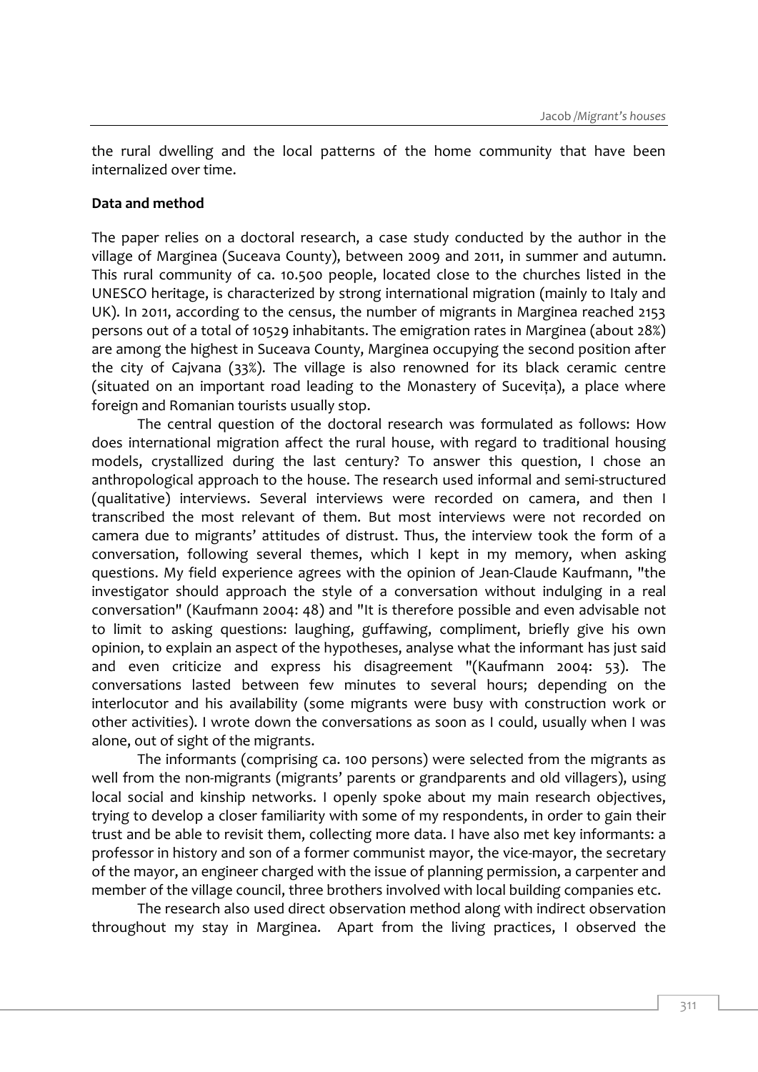the rural dwelling and the local patterns of the home community that have been internalized over time.

**Data and method**

The paper relies on a doctoral research, a case study conducted by the author in the village of Marginea (Suceava County), between 2009 and 2011, in summer and autumn. This rural community of ca. 10.500 people, located close to the churches listed in the UNESCO heritage, is characterized by strong international migration (mainly to Italy and UK). In 2011, according to the census, the number of migrants in Marginea reached 2153 persons out of a total of 10529 inhabitants. The emigration rates in Marginea (about 28%) are among the highest in Suceava County, Marginea occupying the second position after the city of Cajvana (33%). The village is also renowned for its black ceramic centre (situated on an important road leading to the Monastery of Sucevița), a place where foreign and Romanian tourists usually stop.

The central question of the doctoral research was formulated as follows: How does international migration affect the rural house, with regard to traditional housing models, crystallized during the last century? To answer this question, I chose an anthropological approach to the house. The research used informal and semi-structured (qualitative) interviews. Several interviews were recorded on camera, and then I transcribed the most relevant of them. But most interviews were not recorded on camera due to migrants' attitudes of distrust. Thus, the interview took the form of a conversation, following several themes, which I kept in my memory, when asking questions. My field experience agrees with the opinion of Jean-Claude Kaufmann, "the investigator should approach the style of a conversation without indulging in a real conversation" (Kaufmann 2004: 48) and "It is therefore possible and even advisable not to limit to asking questions: laughing, guffawing, compliment, briefly give his own opinion, to explain an aspect of the hypotheses, analyse what the informant has just said and even criticize and express his disagreement "(Kaufmann 2004: 53). The conversations lasted between few minutes to several hours; depending on the interlocutor and his availability (some migrants were busy with construction work or other activities). I wrote down the conversations as soon as I could, usually when I was alone, out of sight of the migrants.

The informants (comprising ca. 100 persons) were selected from the migrants as well from the non-migrants (migrants' parents or grandparents and old villagers), using local social and kinship networks. I openly spoke about my main research objectives, trying to develop a closer familiarity with some of my respondents, in order to gain their trust and be able to revisit them, collecting more data. I have also met key informants: a professor in history and son of a former communist mayor, the vice-mayor, the secretary of the mayor, an engineer charged with the issue of planning permission, a carpenter and member of the village council, three brothers involved with local building companies etc.

The research also used direct observation method along with indirect observation throughout my stay in Marginea. Apart from the living practices, I observed the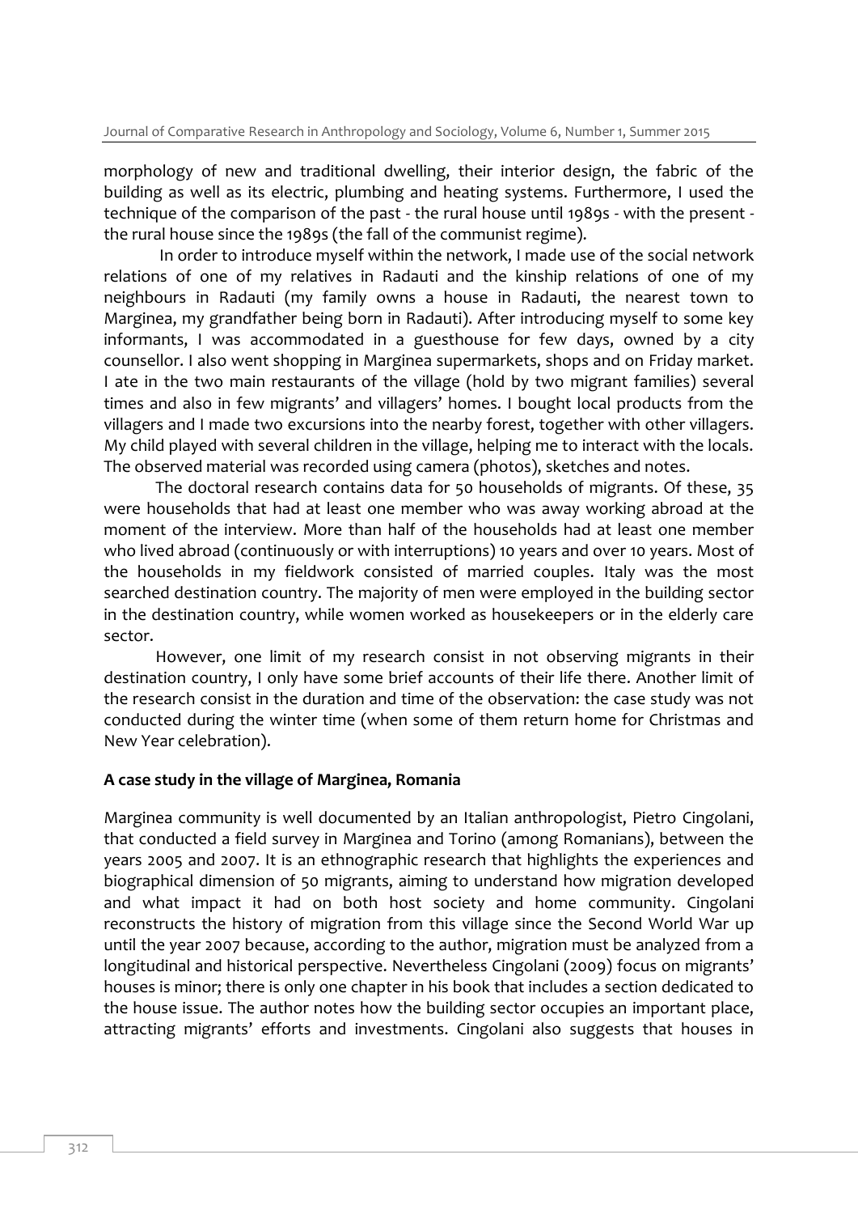morphology of new and traditional dwelling, their interior design, the fabric of the building as well as its electric, plumbing and heating systems. Furthermore, I used the technique of the comparison of the past - the rural house until 1989s - with the present - the rural house since the 1989s (the fall of the communist regime).

In order to introduce myself within the network, I made use of the social network relations of one of my relatives in Radauti and the kinship relations of one of my neighbours in Radauti (my family owns a house in Radauti, the nearest town to Marginea, my grandfather being born in Radauti). After introducing myself to some key informants, I was accommodated in a guesthouse for few days, owned by a city counsellor. I also went shopping in Marginea supermarkets, shops and on Friday market. I ate in the two main restaurants of the village (hold by two migrant families) several times and also in few migrants' and villagers' homes. I bought local products from the villagers and I made two excursions into the nearby forest, together with other villagers. My child played with several children in the village, helping me to interact with the locals. The observed material was recorded using camera (photos), sketches and notes.

The doctoral research contains data for 50 households of migrants. Of these, 35 were households that had at least one member who was away working abroad at the moment of the interview. More than half of the households had at least one member who lived abroad (continuously or with interruptions) 10 years and over 10 years. Most of the households in my fieldwork consisted of married couples. Italy was the most searched destination country. The majority of men were employed in the building sector in the destination country, while women worked as housekeepers or in the elderly care sector.

However, one limit of my research consist in not observing migrants in their destination country, I only have some brief accounts of their life there. Another limit of the research consist in the duration and time of the observation: the case study was not conducted during the winter time (when some of them return home for Christmas and New Year celebration).

**A case study in the village of Marginea, Romania**

Marginea community is well documented by an Italian anthropologist, Pietro Cingolani, that conducted a field survey in Marginea and Torino (among Romanians), between the years 2005 and 2007. It is an ethnographic research that highlights the experiences and biographical dimension of 50 migrants, aiming to understand how migration developed and what impact it had on both host society and home community. Cingolani reconstructs the history of migration from this village since the Second World War up until the year 2007 because, according to the author, migration must be analyzed from a longitudinal and historical perspective. Nevertheless Cingolani (2009) focus on migrants' houses is minor; there is only one chapter in his book that includes a section dedicated to the house issue. The author notes how the building sector occupies an important place, attracting migrants' efforts and investments. Cingolani also suggests that houses in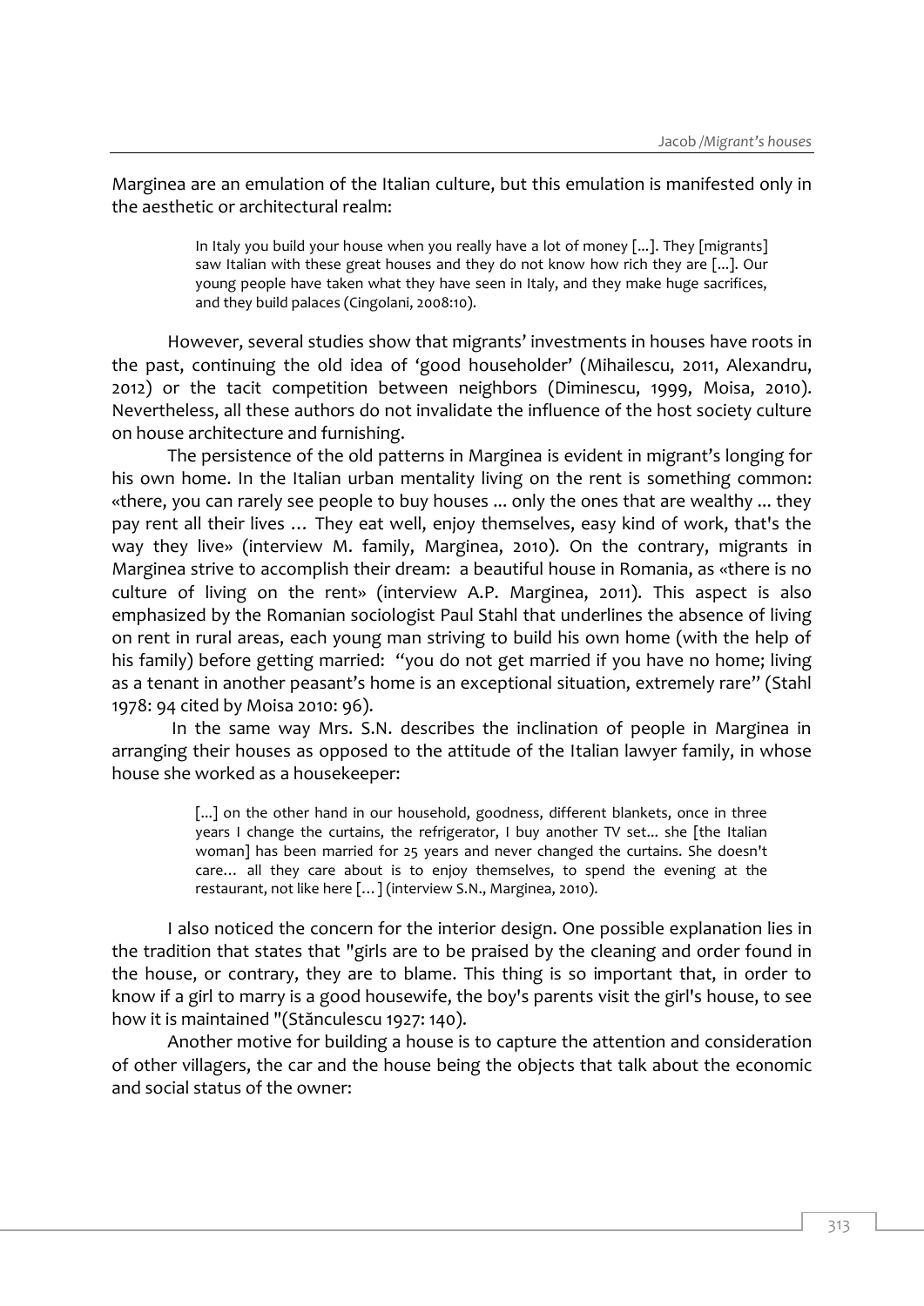Marginea are an emulation of the Italian culture, but this emulation is manifested only in the aesthetic or architectural realm:

> In Italy you build your house when you really have a lot of money [...]. They [migrants] saw Italian with these great houses and they do not know how rich they are [...]. Our young people have taken what they have seen in Italy, and they make huge sacrifices, and they build palaces (Cingolani, 2008:10).

However, several studies show that migrants' investments in houses have roots in the past, continuing the old idea of 'good householder' (Mihailescu, 2011, Alexandru, 2012) or the tacit competition between neighbors (Diminescu, 1999, Moisa, 2010). Nevertheless, all these authors do not invalidate the influence of the host society culture on house architecture and furnishing.

The persistence of the old patterns in Marginea is evident in migrant's longing for his own home. In the Italian urban mentality living on the rent is something common: «there, you can rarely see people to buy houses ... only the ones that are wealthy ... they pay rent all their lives … They eat well, enjoy themselves, easy kind of work, that's the way they live» (interview M. family, Marginea, 2010). On the contrary, migrants in Marginea strive to accomplish their dream: a beautiful house in Romania, as «there is no culture of living on the rent» (interview A.P. Marginea, 2011). This aspect is also emphasized by the Romanian sociologist Paul Stahl that underlines the absence of living on rent in rural areas, each young man striving to build his own home (with the help of his family) before getting married: "you do not get married if you have no home; living as a tenant in another peasant's home is an exceptional situation, extremely rare" (Stahl 1978: 94 cited by Moisa 2010: 96).

In the same way Mrs. S.N. describes the inclination of people in Marginea in arranging their houses as opposed to the attitude of the Italian lawyer family, in whose house she worked as a housekeeper:

> [...] on the other hand in our household, goodness, different blankets, once in three years I change the curtains, the refrigerator, I buy another TV set... she [the Italian woman] has been married for 25 years and never changed the curtains. She doesn't care… all they care about is to enjoy themselves, to spend the evening at the restaurant, not like here […] (interview S.N., Marginea, 2010).

I also noticed the concern for the interior design. One possible explanation lies in the tradition that states that "girls are to be praised by the cleaning and order found in the house, or contrary, they are to blame. This thing is so important that, in order to know if a girl to marry is a good housewife, the boy's parents visit the girl's house, to see how it is maintained "(Stănculescu 1927: 140).

Another motive for building a house is to capture the attention and consideration of other villagers, the car and the house being the objects that talk about the economic and social status of the owner: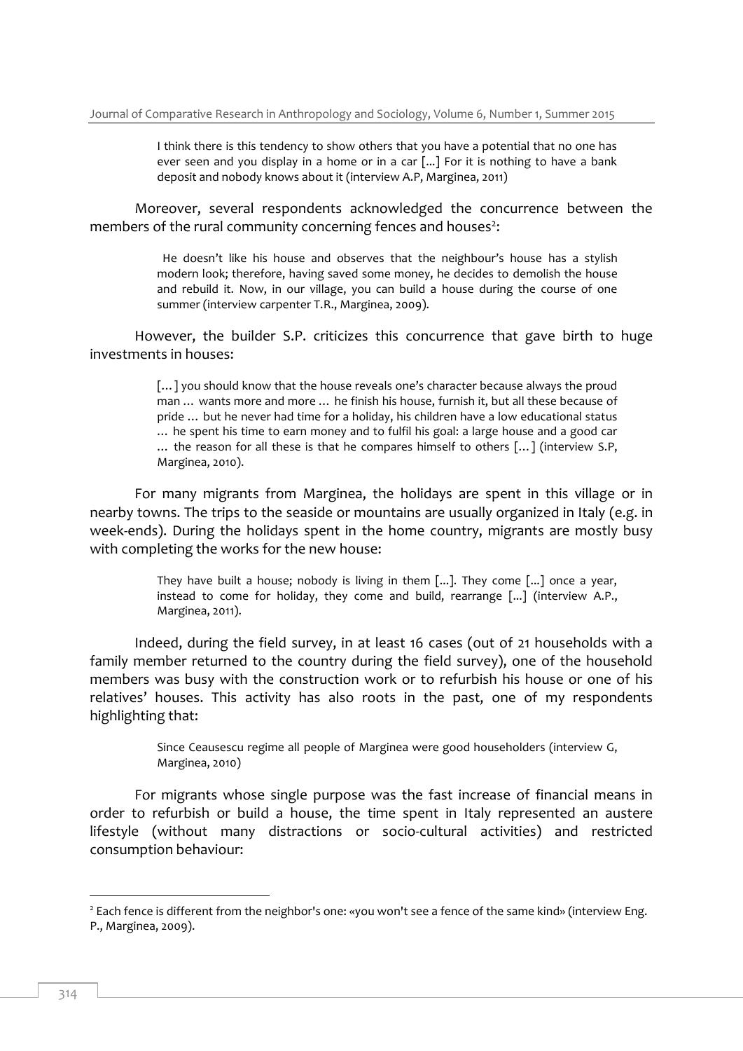> I think there is this tendency to show others that you have a potential that no one has ever seen and you display in a home or in a car [...] For it is nothing to have a bank deposit and nobody knows about it (interview A.P, Marginea, 2011)

Moreover, several respondents acknowledged the concurrence between the members of the rural community concerning fences and houses[2]:

> He doesn't like his house and observes that the neighbour's house has a stylish modern look; therefore, having saved some money, he decides to demolish the house and rebuild it. Now, in our village, you can build a house during the course of one summer (interview carpenter T.R., Marginea, 2009).

However, the builder S.P. criticizes this concurrence that gave birth to huge investments in houses:

> [...] you should know that the house reveals one's character because always the proud man ... wants more and more ... he finish his house, furnish it, but all these because of pride ... but he never had time for a holiday, his children have a low educational status ... he spent his time to earn money and to fulfil his goal: a large house and a good car ... the reason for all these is that he compares himself to others [...] (interview S.P, Marginea, 2010).

For many migrants from Marginea, the holidays are spent in this village or in nearby towns. The trips to the seaside or mountains are usually organized in Italy (e.g. in week-ends). During the holidays spent in the home country, migrants are mostly busy with completing the works for the new house:

> They have built a house; nobody is living in them [...]. They come [...] once a year, instead to come for holiday, they come and build, rearrange [...] (interview A.P., Marginea, 2011).

Indeed, during the field survey, in at least 16 cases (out of 21 households with a family member returned to the country during the field survey), one of the household members was busy with the construction work or to refurbish his house or one of his relatives' houses. This activity has also roots in the past, one of my respondents highlighting that:

> Since Ceausescu regime all people of Marginea were good householders (interview G, Marginea, 2010)

For migrants whose single purpose was the fast increase of financial means in order to refurbish or build a house, the time spent in Italy represented an austere lifestyle (without many distractions or socio-cultural activities) and restricted consumption behaviour:

---

[2] Each fence is different from the neighbor's one: «you won't see a fence of the same kind» (interview Eng. P., Marginea, 2009).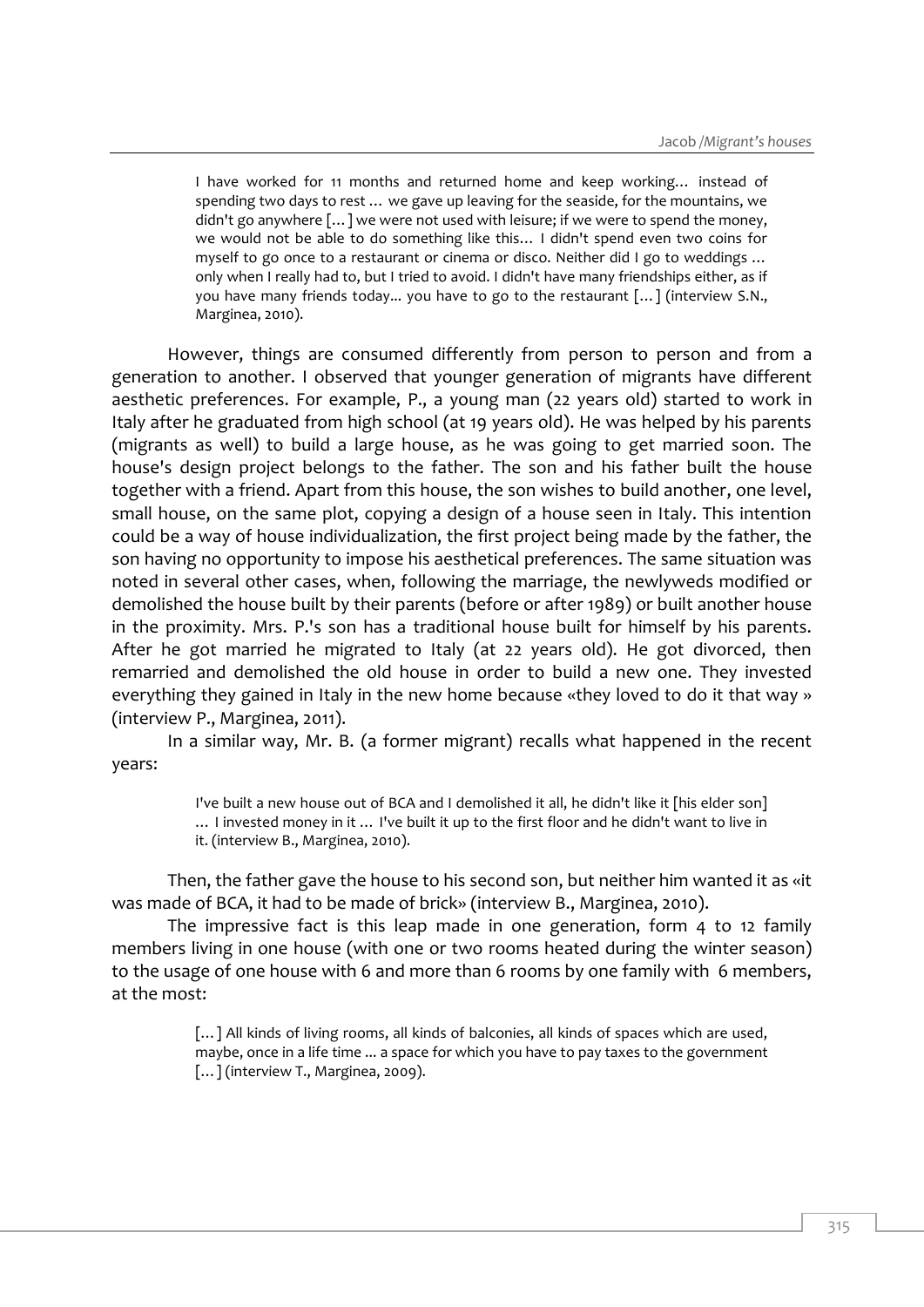> I have worked for 11 months and returned home and keep working… instead of spending two days to rest … we gave up leaving for the seaside, for the mountains, we didn't go anywhere […] we were not used with leisure; if we were to spend the money, we would not be able to do something like this… I didn't spend even two coins for myself to go once to a restaurant or cinema or disco. Neither did I go to weddings … only when I really had to, but I tried to avoid. I didn't have many friendships either, as if you have many friends today... you have to go to the restaurant […] (interview S.N., Marginea, 2010).

However, things are consumed differently from person to person and from a generation to another. I observed that younger generation of migrants have different aesthetic preferences. For example, P., a young man (22 years old) started to work in Italy after he graduated from high school (at 19 years old). He was helped by his parents (migrants as well) to build a large house, as he was going to get married soon. The house's design project belongs to the father. The son and his father built the house together with a friend. Apart from this house, the son wishes to build another, one level, small house, on the same plot, copying a design of a house seen in Italy. This intention could be a way of house individualization, the first project being made by the father, the son having no opportunity to impose his aesthetical preferences. The same situation was noted in several other cases, when, following the marriage, the newlyweds modified or demolished the house built by their parents (before or after 1989) or built another house in the proximity. Mrs. P.'s son has a traditional house built for himself by his parents. After he got married he migrated to Italy (at 22 years old). He got divorced, then remarried and demolished the old house in order to build a new one. They invested everything they gained in Italy in the new home because «they loved to do it that way » (interview P., Marginea, 2011).

In a similar way, Mr. B. (a former migrant) recalls what happened in the recent years:

> I've built a new house out of BCA and I demolished it all, he didn't like it [his elder son] … I invested money in it … I've built it up to the first floor and he didn't want to live in it. (interview B., Marginea, 2010).

Then, the father gave the house to his second son, but neither him wanted it as «it was made of BCA, it had to be made of brick» (interview B., Marginea, 2010).

The impressive fact is this leap made in one generation, form 4 to 12 family members living in one house (with one or two rooms heated during the winter season) to the usage of one house with 6 and more than 6 rooms by one family with 6 members, at the most:

> […] All kinds of living rooms, all kinds of balconies, all kinds of spaces which are used, maybe, once in a life time ... a space for which you have to pay taxes to the government […] (interview T., Marginea, 2009).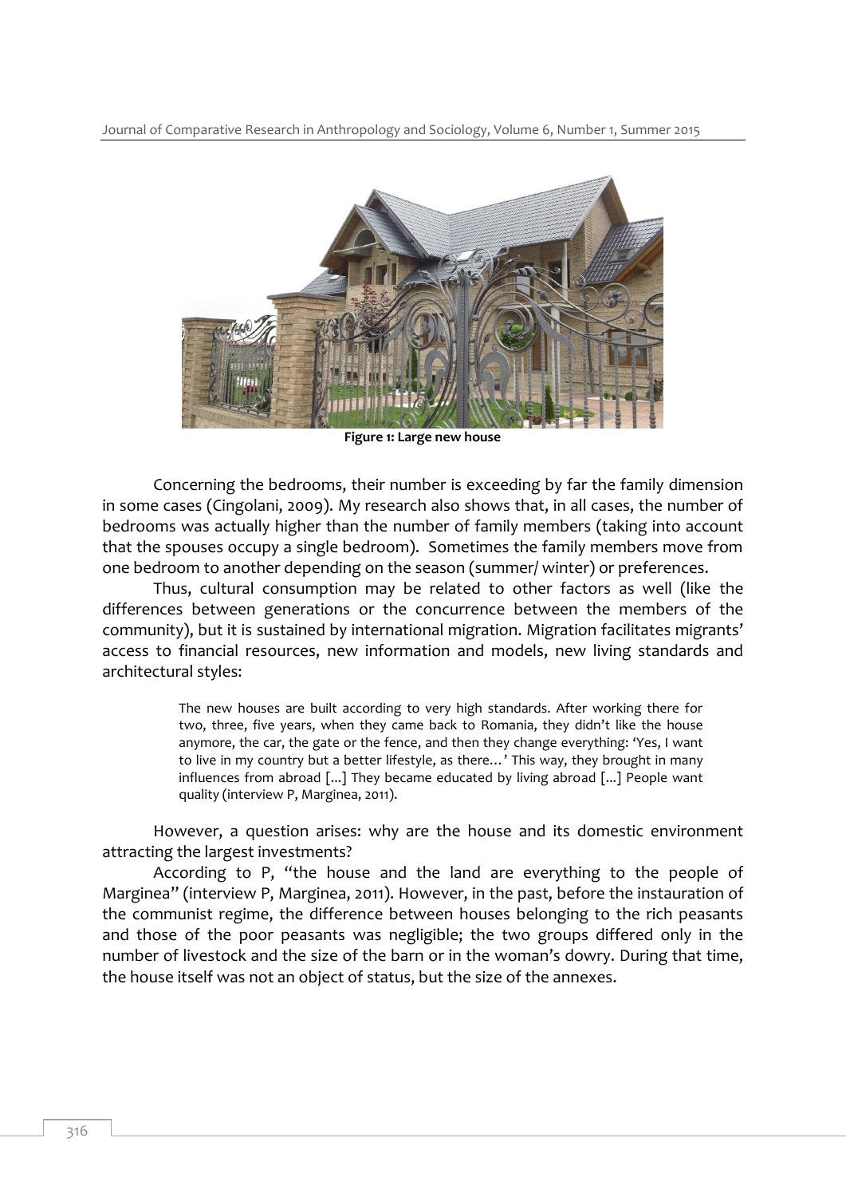**Figure 1: Large new house**

Concerning the bedrooms, their number is exceeding by far the family dimension in some cases (Cingolani, 2009). My research also shows that, in all cases, the number of bedrooms was actually higher than the number of family members (taking into account that the spouses occupy a single bedroom). Sometimes the family members move from one bedroom to another depending on the season (summer/ winter) or preferences.

Thus, cultural consumption may be related to other factors as well (like the differences between generations or the concurrence between the members of the community), but it is sustained by international migration. Migration facilitates migrants' access to financial resources, new information and models, new living standards and architectural styles:

> The new houses are built according to very high standards. After working there for two, three, five years, when they came back to Romania, they didn't like the house anymore, the car, the gate or the fence, and then they change everything: 'Yes, I want to live in my country but a better lifestyle, as there…' This way, they brought in many influences from abroad [...] They became educated by living abroad [...] People want quality (interview P, Marginea, 2011).

However, a question arises: why are the house and its domestic environment attracting the largest investments?

According to P, "the house and the land are everything to the people of Marginea" (interview P, Marginea, 2011). However, in the past, before the instauration of the communist regime, the difference between houses belonging to the rich peasants and those of the poor peasants was negligible; the two groups differed only in the number of livestock and the size of the barn or in the woman's dowry. During that time, the house itself was not an object of status, but the size of the annexes.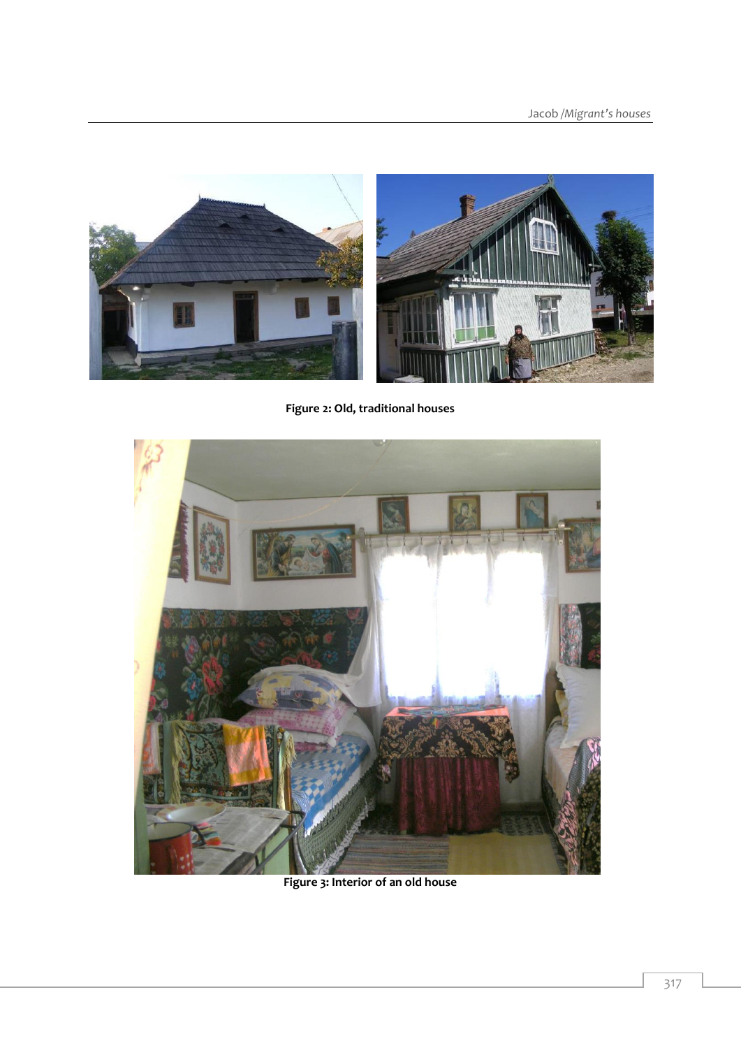**Figure 2: Old, traditional houses**

**Figure 3: Interior of an old house**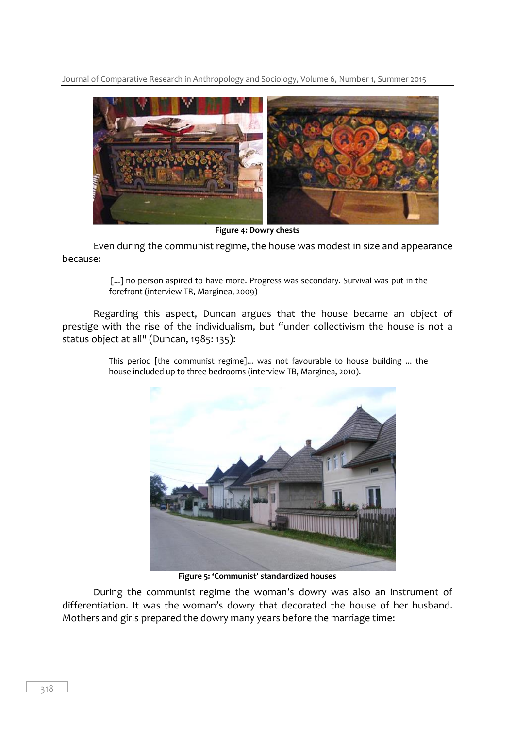Figure 4: Dowry chests

Even during the communist regime, the house was modest in size and appearance because:

> [...] no person aspired to have more. Progress was secondary. Survival was put in the forefront (interview TR, Marginea, 2009)

Regarding this aspect, Duncan argues that the house became an object of prestige with the rise of the individualism, but "under collectivism the house is not a status object at all" (Duncan, 1985: 135):

> This period [the communist regime]... was not favourable to house building ... the house included up to three bedrooms (interview TB, Marginea, 2010).

Figure 5: 'Communist' standardized houses

During the communist regime the woman's dowry was also an instrument of differentiation. It was the woman's dowry that decorated the house of her husband. Mothers and girls prepared the dowry many years before the marriage time: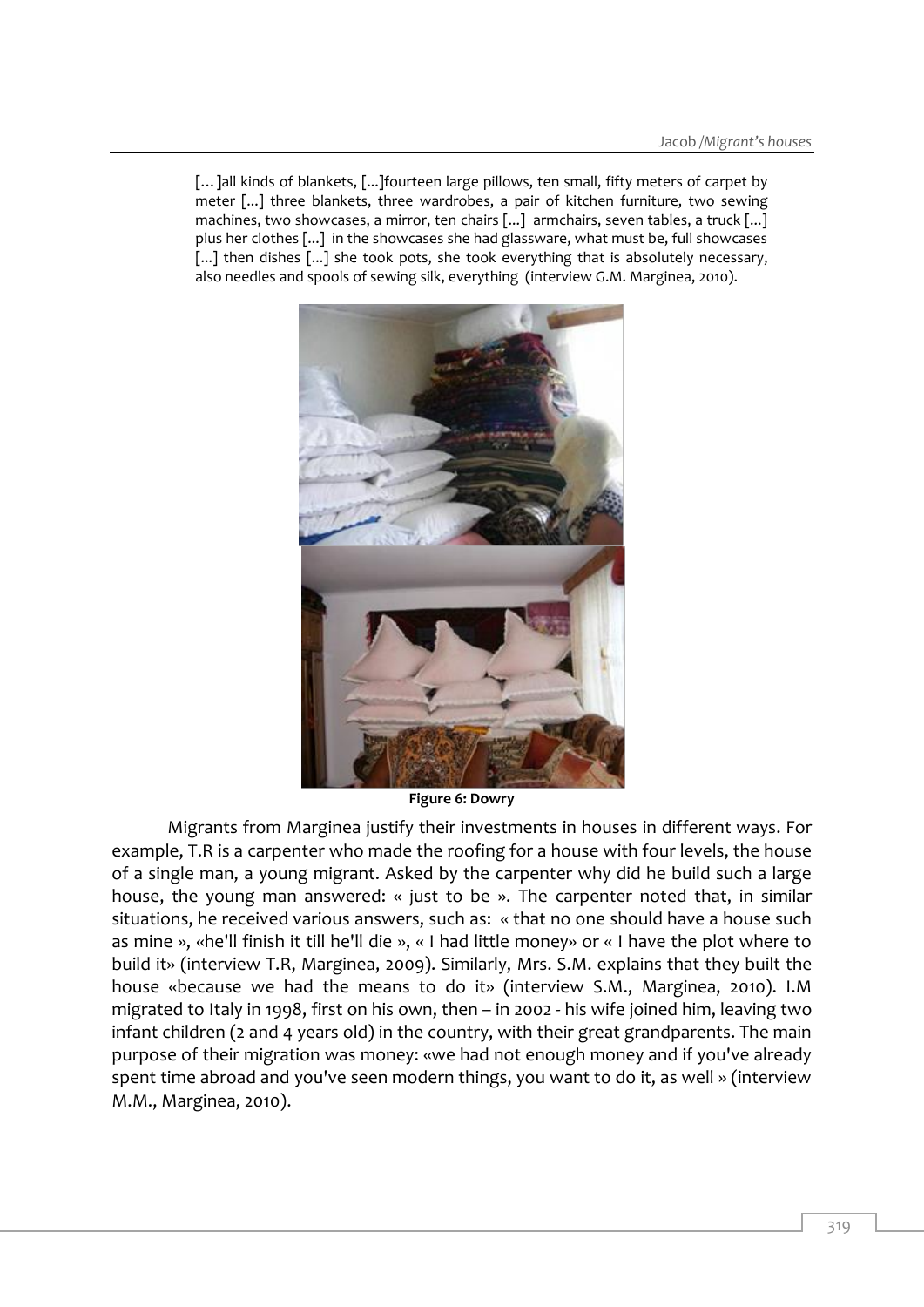> [… ]all kinds of blankets, [...]fourteen large pillows, ten small, fifty meters of carpet by meter [...] three blankets, three wardrobes, a pair of kitchen furniture, two sewing machines, two showcases, a mirror, ten chairs [...] armchairs, seven tables, a truck [...] plus her clothes [...] in the showcases she had glassware, what must be, full showcases [...] then dishes [...] she took pots, she took everything that is absolutely necessary, also needles and spools of sewing silk, everything (interview G.M. Marginea, 2010).

**Figure 6: Dowry**

Migrants from Marginea justify their investments in houses in different ways. For example, T.R is a carpenter who made the roofing for a house with four levels, the house of a single man, a young migrant. Asked by the carpenter why did he build such a large house, the young man answered: « just to be ». The carpenter noted that, in similar situations, he received various answers, such as: « that no one should have a house such as mine », «he'll finish it till he'll die », « I had little money» or « I have the plot where to build it» (interview T.R, Marginea, 2009). Similarly, Mrs. S.M. explains that they built the house «because we had the means to do it» (interview S.M., Marginea, 2010). I.M migrated to Italy in 1998, first on his own, then – in 2002 - his wife joined him, leaving two infant children (2 and 4 years old) in the country, with their great grandparents. The main purpose of their migration was money: «we had not enough money and if you've already spent time abroad and you've seen modern things, you want to do it, as well » (interview M.M., Marginea, 2010).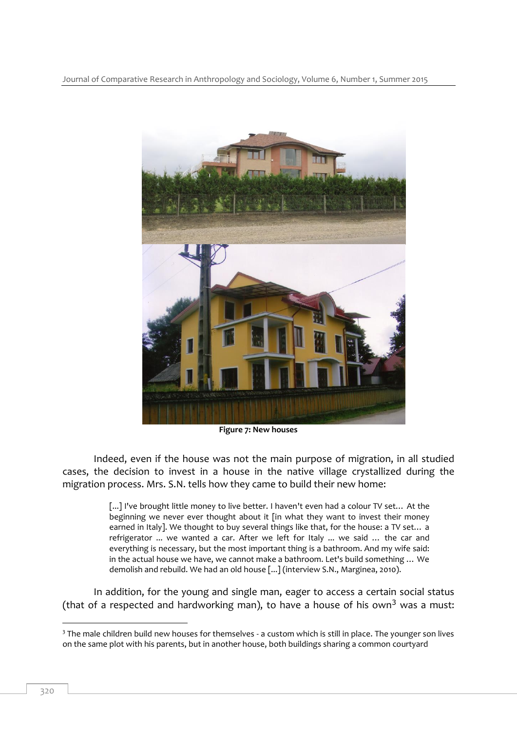Figure 7: New houses

Indeed, even if the house was not the main purpose of migration, in all studied cases, the decision to invest in a house in the native village crystallized during the migration process. Mrs. S.N. tells how they came to build their new home:

> [...] I've brought little money to live better. I haven't even had a colour TV set... At the beginning we never ever thought about it [in what they want to invest their money earned in Italy]. We thought to buy several things like that, for the house: a TV set... a refrigerator ... we wanted a car. After we left for Italy ... we said ... the car and everything is necessary, but the most important thing is a bathroom. And my wife said: in the actual house we have, we cannot make a bathroom. Let's build something ... We demolish and rebuild. We had an old house [...] (interview S.N., Marginea, 2010).

In addition, for the young and single man, eager to access a certain social status (that of a respected and hardworking man), to have a house of his own[3] was a must:

[3] The male children build new houses for themselves - a custom which is still in place. The younger son lives on the same plot with his parents, but in another house, both buildings sharing a common courtyard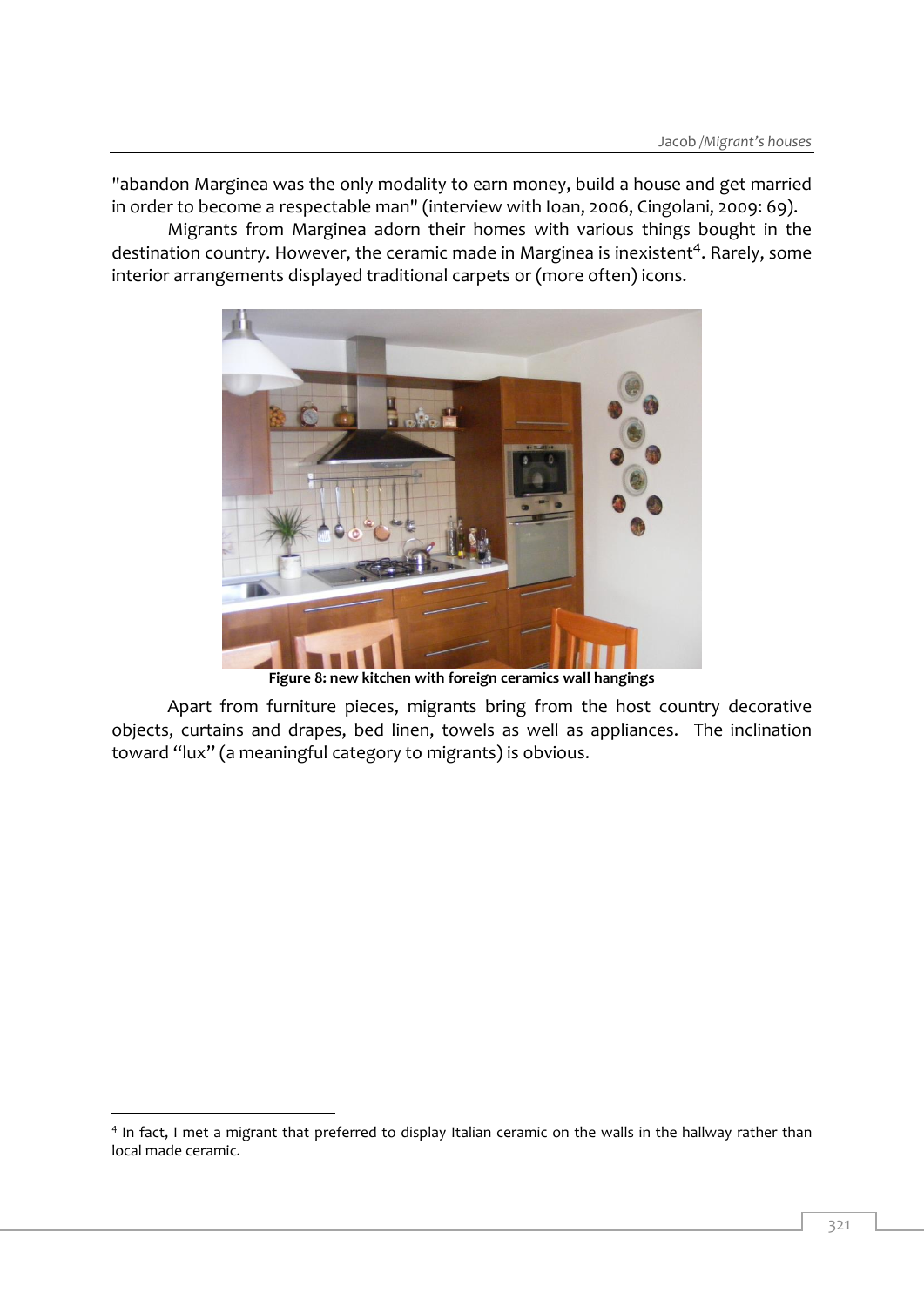"abandon Marginea was the only modality to earn money, build a house and get married in order to become a respectable man" (interview with Ioan, 2006, Cingolani, 2009: 69).

Migrants from Marginea adorn their homes with various things bought in the destination country. However, the ceramic made in Marginea is inexistent[4]. Rarely, some interior arrangements displayed traditional carpets or (more often) icons.

**Figure 8: new kitchen with foreign ceramics wall hangings**

Apart from furniture pieces, migrants bring from the host country decorative objects, curtains and drapes, bed linen, towels as well as appliances. The inclination toward "lux" (a meaningful category to migrants) is obvious.

[4] In fact, I met a migrant that preferred to display Italian ceramic on the walls in the hallway rather than local made ceramic.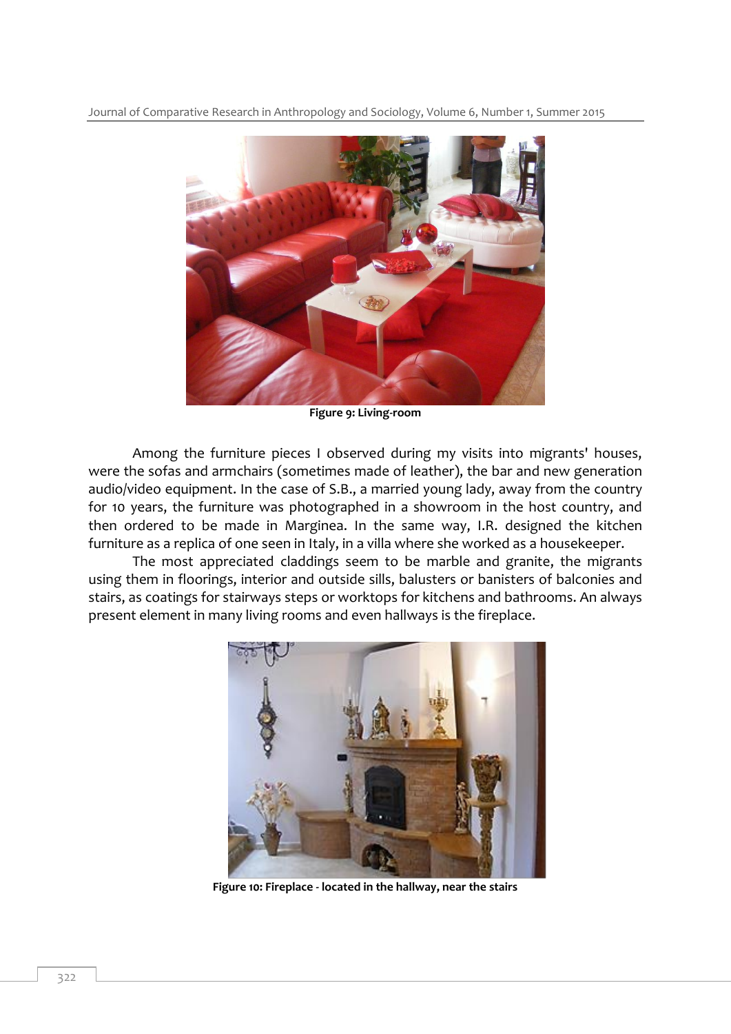**Figure 9: Living-room**

Among the furniture pieces I observed during my visits into migrants' houses, were the sofas and armchairs (sometimes made of leather), the bar and new generation audio/video equipment. In the case of S.B., a married young lady, away from the country for 10 years, the furniture was photographed in a showroom in the host country, and then ordered to be made in Marginea. In the same way, I.R. designed the kitchen furniture as a replica of one seen in Italy, in a villa where she worked as a housekeeper.

The most appreciated claddings seem to be marble and granite, the migrants using them in floorings, interior and outside sills, balusters or banisters of balconies and stairs, as coatings for stairways steps or worktops for kitchens and bathrooms. An always present element in many living rooms and even hallways is the fireplace.

**Figure 10: Fireplace - located in the hallway, near the stairs**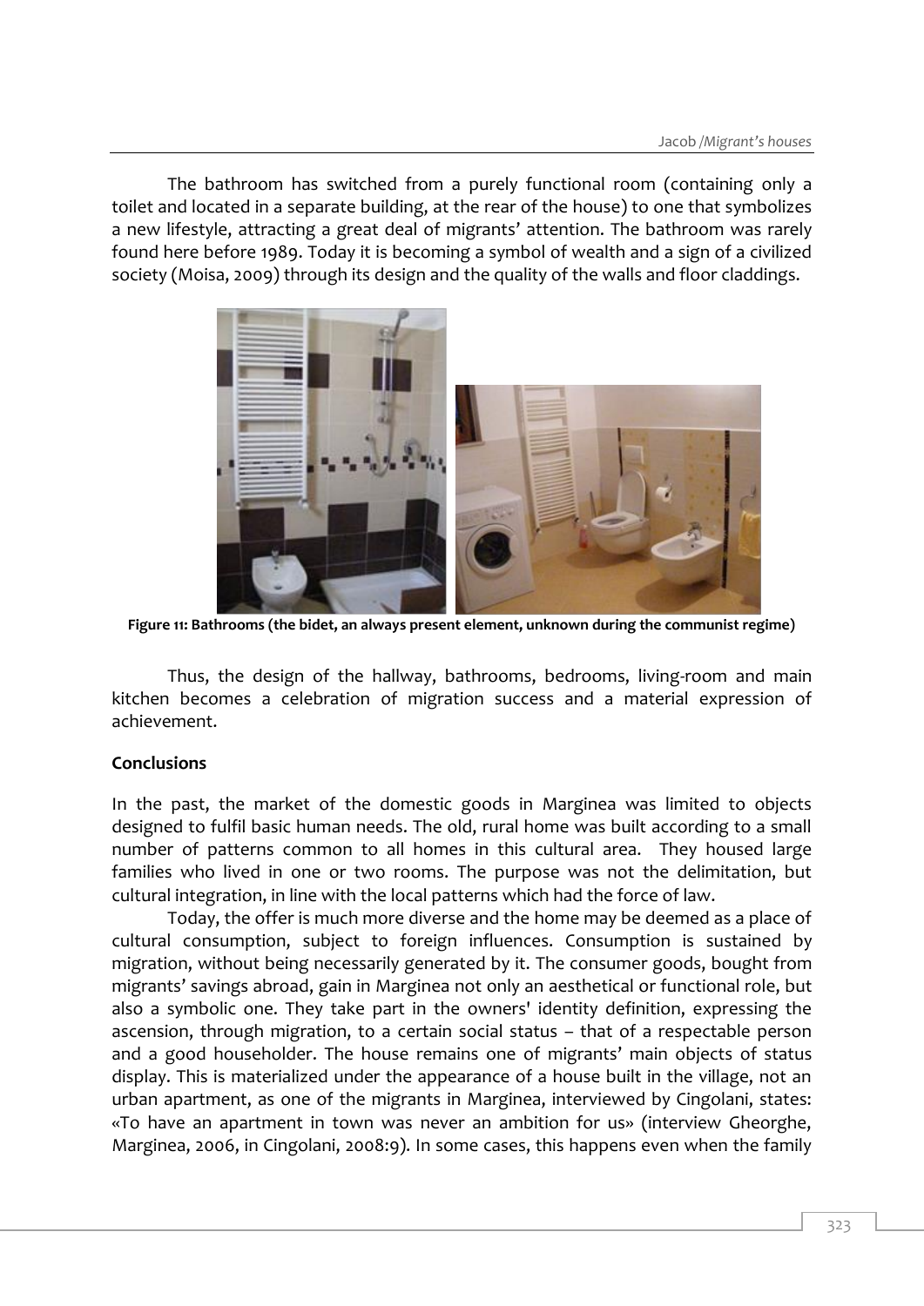The bathroom has switched from a purely functional room (containing only a toilet and located in a separate building, at the rear of the house) to one that symbolizes a new lifestyle, attracting a great deal of migrants' attention. The bathroom was rarely found here before 1989. Today it is becoming a symbol of wealth and a sign of a civilized society (Moisa, 2009) through its design and the quality of the walls and floor claddings.

**Figure 11: Bathrooms (the bidet, an always present element, unknown during the communist regime)**

Thus, the design of the hallway, bathrooms, bedrooms, living-room and main kitchen becomes a celebration of migration success and a material expression of achievement.

**Conclusions**

In the past, the market of the domestic goods in Marginea was limited to objects designed to fulfil basic human needs. The old, rural home was built according to a small number of patterns common to all homes in this cultural area. They housed large families who lived in one or two rooms. The purpose was not the delimitation, but cultural integration, in line with the local patterns which had the force of law.

Today, the offer is much more diverse and the home may be deemed as a place of cultural consumption, subject to foreign influences. Consumption is sustained by migration, without being necessarily generated by it. The consumer goods, bought from migrants' savings abroad, gain in Marginea not only an aesthetical or functional role, but also a symbolic one. They take part in the owners' identity definition, expressing the ascension, through migration, to a certain social status – that of a respectable person and a good householder. The house remains one of migrants' main objects of status display. This is materialized under the appearance of a house built in the village, not an urban apartment, as one of the migrants in Marginea, interviewed by Cingolani, states: «To have an apartment in town was never an ambition for us» (interview Gheorghe, Marginea, 2006, in Cingolani, 2008:9). In some cases, this happens even when the family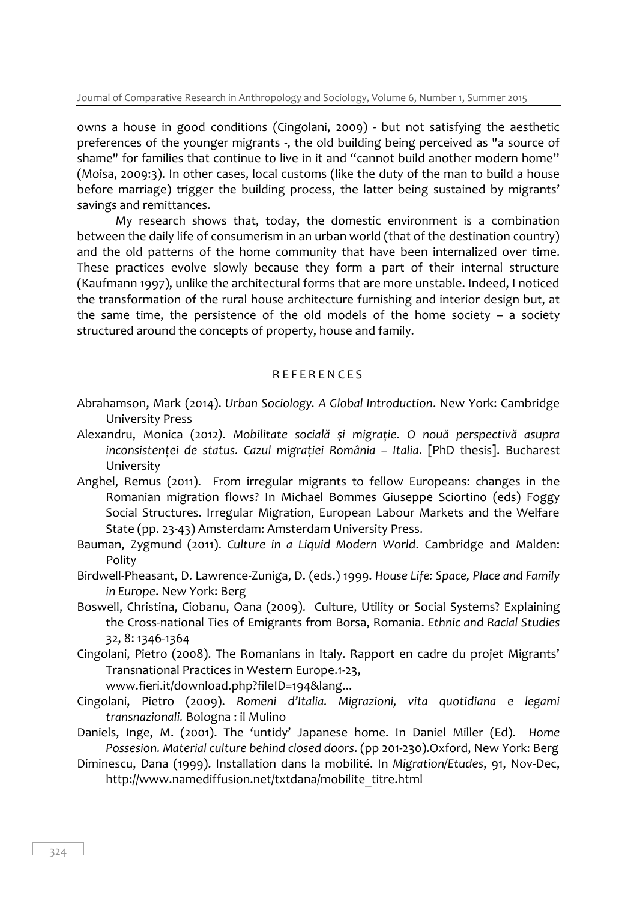owns a house in good conditions (Cingolani, 2009) - but not satisfying the aesthetic preferences of the younger migrants -, the old building being perceived as "a source of shame" for families that continue to live in it and "cannot build another modern home" (Moisa, 2009:3). In other cases, local customs (like the duty of the man to build a house before marriage) trigger the building process, the latter being sustained by migrants' savings and remittances.

My research shows that, today, the domestic environment is a combination between the daily life of consumerism in an urban world (that of the destination country) and the old patterns of the home community that have been internalized over time. These practices evolve slowly because they form a part of their internal structure (Kaufmann 1997), unlike the architectural forms that are more unstable. Indeed, I noticed the transformation of the rural house architecture furnishing and interior design but, at the same time, the persistence of the old models of the home society – a society structured around the concepts of property, house and family.

## REFERENCES

Abrahamson, Mark (2014). *Urban Sociology. A Global Introduction*. New York: Cambridge University Press

Alexandru, Monica (2012). *Mobilitate socială și migrație. O nouă perspectivă asupra inconsistenței de status. Cazul migrației România – Italia*. [PhD thesis]. Bucharest University

Anghel, Remus (2011). From irregular migrants to fellow Europeans: changes in the Romanian migration flows? In Michael Bommes Giuseppe Sciortino (eds) Foggy Social Structures. Irregular Migration, European Labour Markets and the Welfare State (pp. 23-43) Amsterdam: Amsterdam University Press.

Bauman, Zygmund (2011). *Culture in a Liquid Modern World*. Cambridge and Malden: Polity

Birdwell-Pheasant, D. Lawrence-Zuniga, D. (eds.) 1999. *House Life: Space, Place and Family in Europe*. New York: Berg

Boswell, Christina, Ciobanu, Oana (2009). Culture, Utility or Social Systems? Explaining the Cross-national Ties of Emigrants from Borsa, Romania. *Ethnic and Racial Studies* 32, 8: 1346-1364

Cingolani, Pietro (2008). The Romanians in Italy. Rapport en cadre du projet Migrants' Transnational Practices in Western Europe.1-23, www.fieri.it/download.php?fileID=194&lang...

Cingolani, Pietro (2009). *Romeni d'Italia. Migrazioni, vita quotidiana e legami transnazionali.* Bologna : il Mulino

Daniels, Inge, M. (2001). The 'untidy' Japanese home. In Daniel Miller (Ed). *Home Possesion. Material culture behind closed doors*. (pp 201-230).Oxford, New York: Berg

Diminescu, Dana (1999). Installation dans la mobilité. In *Migration/Etudes*, 91, Nov-Dec, http://www.namediffusion.net/txtdana/mobilite_titre.html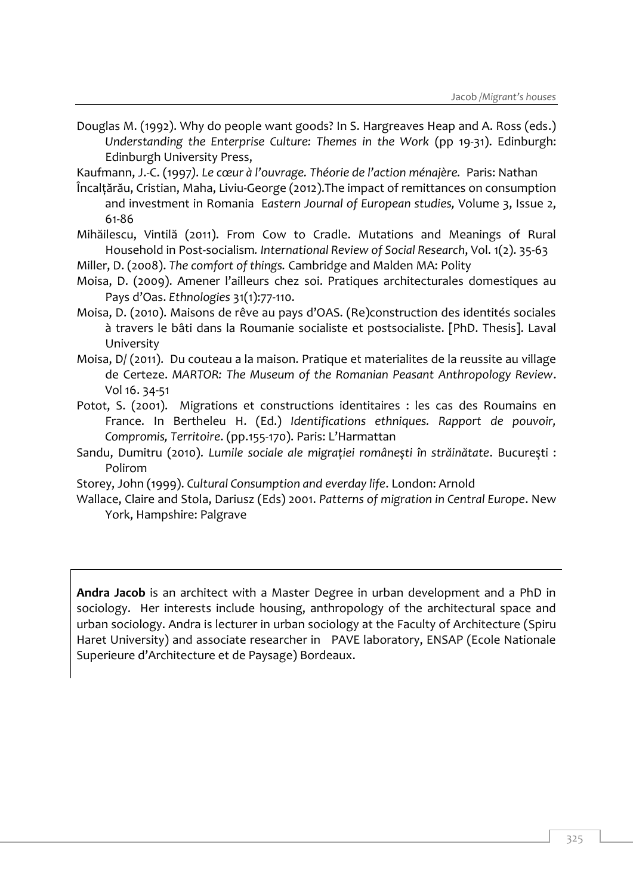Douglas M. (1992). Why do people want goods? In S. Hargreaves Heap and A. Ross (eds.) *Understanding the Enterprise Culture: Themes in the Work* (pp 19-31). Edinburgh: Edinburgh University Press,

Kaufmann, J.-C. (1997*). Le cœur à l'ouvrage. Théorie de l'action ménajère.* Paris: Nathan

Încalțărău, Cristian, Maha, Liviu-George (2012).The impact of remittances on consumption and investment in Romania E*astern Journal of European studies,* Volume 3, Issue 2, 61-86

Mihăilescu, Vintilă (2011). From Cow to Cradle. Mutations and Meanings of Rural Household in Post-socialism*. International Review of Social Research*, Vol. 1(2). 35-63

Miller, D. (2008). *The comfort of things.* Cambridge and Malden MA: Polity

Moisa, D. (2009). Amener l'ailleurs chez soi. Pratiques architecturales domestiques au Pays d'Oas. *Ethnologies* 31(1):77-110.

Moisa, D. (2010). Maisons de rêve au pays d'OAS. (Re)construction des identités sociales à travers le bâti dans la Roumanie socialiste et postsocialiste. [PhD. Thesis]. Laval University

Moisa, D/ (2011). Du couteau a la maison. Pratique et materialites de la reussite au village de Certeze. *MARTOR: The Museum of the Romanian Peasant Anthropology Review*. Vol 16. 34-51

Potot, S. (2001). Migrations et constructions identitaires : les cas des Roumains en France. In Bertheleu H. (Ed.) *Identifications ethniques. Rapport de pouvoir, Compromis, Territoire*. (pp.155-170). Paris: L'Harmattan

Sandu, Dumitru (2010). *Lumile sociale ale migrației românești în străinătate*. București : Polirom

Storey, John (1999). *Cultural Consumption and everday life*. London: Arnold

Wallace, Claire and Stola, Dariusz (Eds) 2001. *Patterns of migration in Central Europe*. New York, Hampshire: Palgrave

**Andra Jacob** is an architect with a Master Degree in urban development and a PhD in sociology. Her interests include housing, anthropology of the architectural space and urban sociology. Andra is lecturer in urban sociology at the Faculty of Architecture (Spiru Haret University) and associate researcher in PAVE laboratory, ENSAP (Ecole Nationale Superieure d'Architecture et de Paysage) Bordeaux.